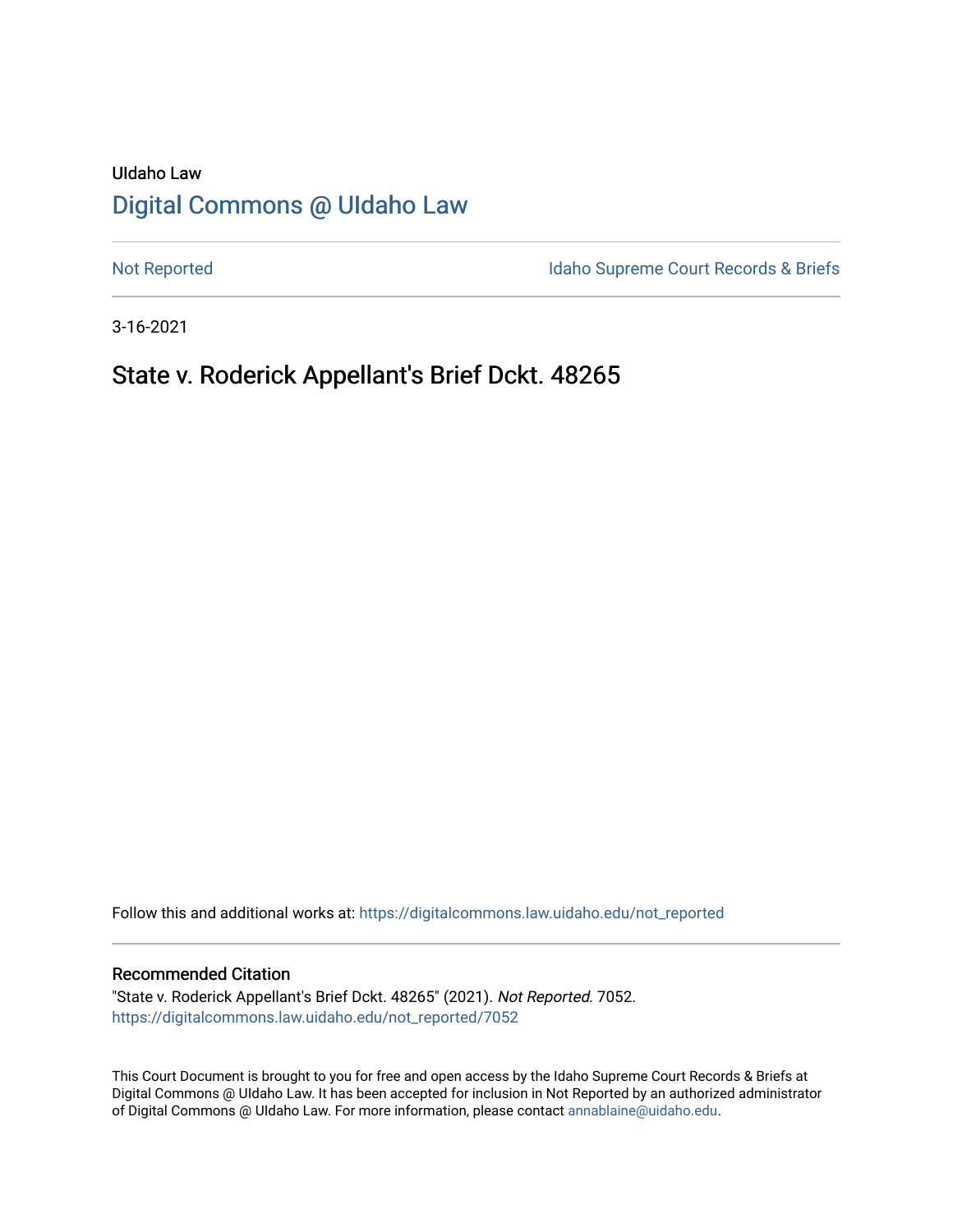UIdaho Law

# Digital Commons @ UIdaho Law

Not Reported

Idaho Supreme Court Records & Briefs

3-16-2021

## State v. Roderick Appellant's Brief Dckt. 48265

Follow this and additional works at: https://digitalcommons.law.uidaho.edu/not_reported

### Recommended Citation

"State v. Roderick Appellant's Brief Dckt. 48265" (2021). *Not Reported*. 7052.
https://digitalcommons.law.uidaho.edu/not_reported/7052

This Court Document is brought to you for free and open access by the Idaho Supreme Court Records & Briefs at Digital Commons @ UIdaho Law. It has been accepted for inclusion in Not Reported by an authorized administrator of Digital Commons @ UIdaho Law. For more information, please contact annablaine@uidaho.edu.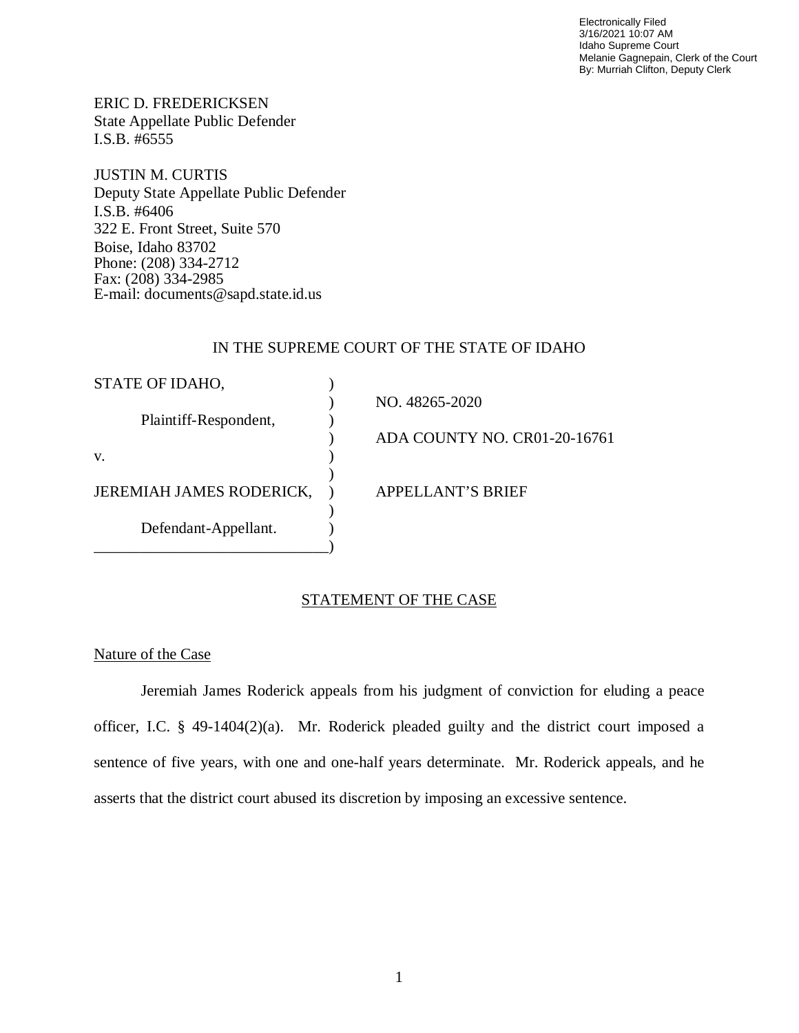Electronically Filed
3/16/2021 10:07 AM
Idaho Supreme Court
Melanie Gagnepain, Clerk of the Court
By: Murriah Clifton, Deputy Clerk

ERIC D. FREDERICKSEN
State Appellate Public Defender
I.S.B. #6555

JUSTIN M. CURTIS
Deputy State Appellate Public Defender
I.S.B. #6406
322 E. Front Street, Suite 570
Boise, Idaho 83702
Phone: (208) 334-2712
Fax: (208) 334-2985
E-mail: documents@sapd.state.id.us

IN THE SUPREME COURT OF THE STATE OF IDAHO

| | | |
|---|---|---|
| STATE OF IDAHO, | ) | |
| | ) | NO. 48265-2020 |
| Plaintiff-Respondent, | ) | |
| | ) | ADA COUNTY NO. CR01-20-16761 |
| v. | ) | |
| | ) | |
| JEREMIAH JAMES RODERICK, | ) | APPELLANT'S BRIEF |
| | ) | |
| Defendant-Appellant. | ) | |

## STATEMENT OF THE CASE

### Nature of the Case

Jeremiah James Roderick appeals from his judgment of conviction for eluding a peace officer, I.C. § 49-1404(2)(a). Mr. Roderick pleaded guilty and the district court imposed a sentence of five years, with one and one-half years determinate. Mr. Roderick appeals, and he asserts that the district court abused its discretion by imposing an excessive sentence.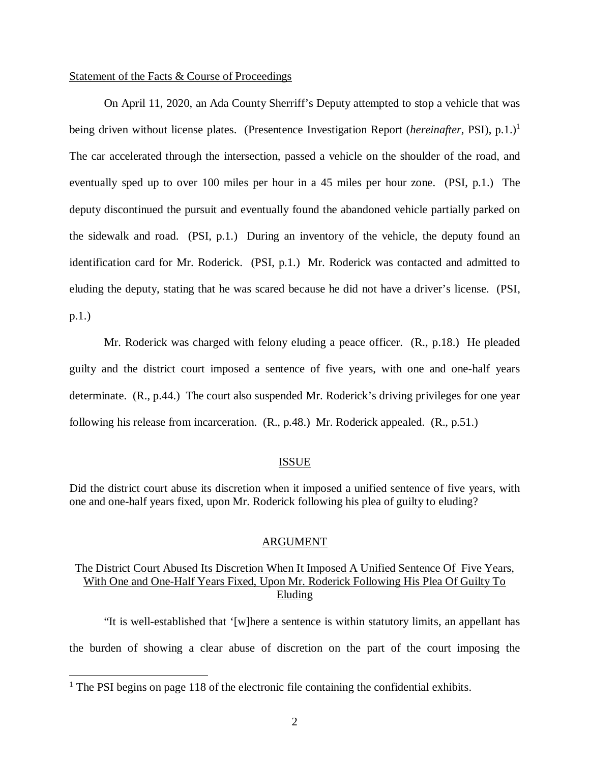Statement of the Facts & Course of Proceedings

On April 11, 2020, an Ada County Sherriff's Deputy attempted to stop a vehicle that was being driven without license plates. (Presentence Investigation Report (*hereinafter*, PSI), p.1.)[1] The car accelerated through the intersection, passed a vehicle on the shoulder of the road, and eventually sped up to over 100 miles per hour in a 45 miles per hour zone. (PSI, p.1.) The deputy discontinued the pursuit and eventually found the abandoned vehicle partially parked on the sidewalk and road. (PSI, p.1.) During an inventory of the vehicle, the deputy found an identification card for Mr. Roderick. (PSI, p.1.) Mr. Roderick was contacted and admitted to eluding the deputy, stating that he was scared because he did not have a driver's license. (PSI, p.1.)

Mr. Roderick was charged with felony eluding a peace officer. (R., p.18.) He pleaded guilty and the district court imposed a sentence of five years, with one and one-half years determinate. (R., p.44.) The court also suspended Mr. Roderick's driving privileges for one year following his release from incarceration. (R., p.48.) Mr. Roderick appealed. (R., p.51.)

## ISSUE

Did the district court abuse its discretion when it imposed a unified sentence of five years, with one and one-half years fixed, upon Mr. Roderick following his plea of guilty to eluding?

## ARGUMENT

### The District Court Abused Its Discretion When It Imposed A Unified Sentence Of Five Years, With One and One-Half Years Fixed, Upon Mr. Roderick Following His Plea Of Guilty To Eluding

"It is well-established that '[w]here a sentence is within statutory limits, an appellant has the burden of showing a clear abuse of discretion on the part of the court imposing the

[1] The PSI begins on page 118 of the electronic file containing the confidential exhibits.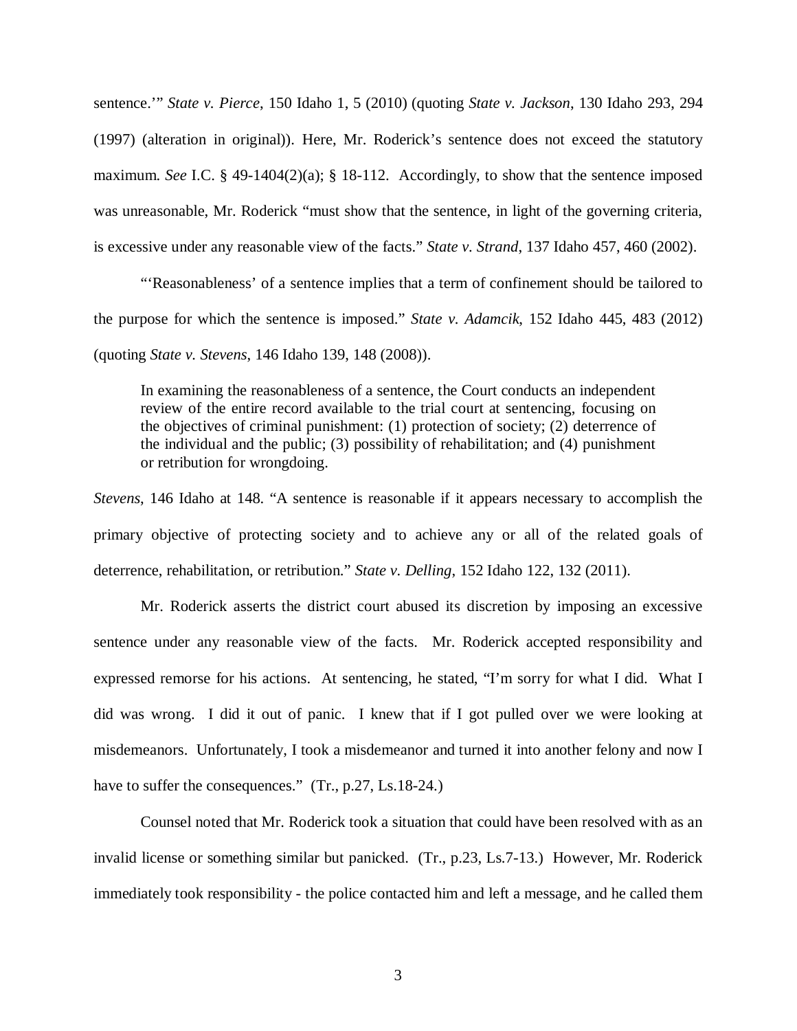sentence.'" *State v. Pierce*, 150 Idaho 1, 5 (2010) (quoting *State v. Jackson*, 130 Idaho 293, 294 (1997) (alteration in original)). Here, Mr. Roderick's sentence does not exceed the statutory maximum. *See* I.C. § 49-1404(2)(a); § 18-112. Accordingly, to show that the sentence imposed was unreasonable, Mr. Roderick "must show that the sentence, in light of the governing criteria, is excessive under any reasonable view of the facts." *State v. Strand*, 137 Idaho 457, 460 (2002).

"'Reasonableness' of a sentence implies that a term of confinement should be tailored to the purpose for which the sentence is imposed." *State v. Adamcik*, 152 Idaho 445, 483 (2012) (quoting *State v. Stevens*, 146 Idaho 139, 148 (2008)).

> In examining the reasonableness of a sentence, the Court conducts an independent review of the entire record available to the trial court at sentencing, focusing on the objectives of criminal punishment: (1) protection of society; (2) deterrence of the individual and the public; (3) possibility of rehabilitation; and (4) punishment or retribution for wrongdoing.

*Stevens*, 146 Idaho at 148. "A sentence is reasonable if it appears necessary to accomplish the primary objective of protecting society and to achieve any or all of the related goals of deterrence, rehabilitation, or retribution." *State v. Delling*, 152 Idaho 122, 132 (2011).

Mr. Roderick asserts the district court abused its discretion by imposing an excessive sentence under any reasonable view of the facts. Mr. Roderick accepted responsibility and expressed remorse for his actions. At sentencing, he stated, "I'm sorry for what I did. What I did was wrong. I did it out of panic. I knew that if I got pulled over we were looking at misdemeanors. Unfortunately, I took a misdemeanor and turned it into another felony and now I have to suffer the consequences." (Tr., p.27, Ls.18-24.)

Counsel noted that Mr. Roderick took a situation that could have been resolved with as an invalid license or something similar but panicked. (Tr., p.23, Ls.7-13.) However, Mr. Roderick immediately took responsibility - the police contacted him and left a message, and he called them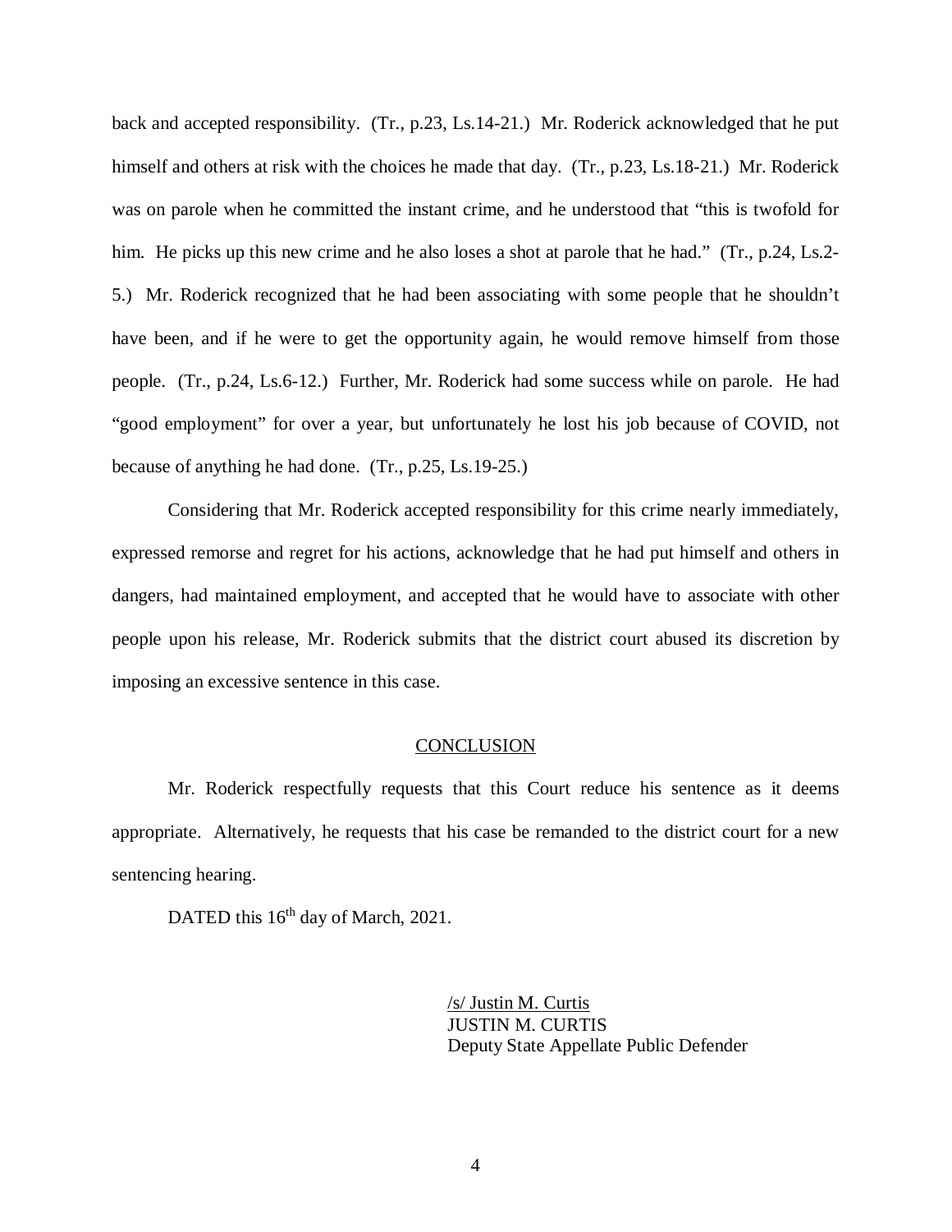back and accepted responsibility. (Tr., p.23, Ls.14-21.) Mr. Roderick acknowledged that he put himself and others at risk with the choices he made that day. (Tr., p.23, Ls.18-21.) Mr. Roderick was on parole when he committed the instant crime, and he understood that "this is twofold for him. He picks up this new crime and he also loses a shot at parole that he had." (Tr., p.24, Ls.2-5.) Mr. Roderick recognized that he had been associating with some people that he shouldn't have been, and if he were to get the opportunity again, he would remove himself from those people. (Tr., p.24, Ls.6-12.) Further, Mr. Roderick had some success while on parole. He had "good employment" for over a year, but unfortunately he lost his job because of COVID, not because of anything he had done. (Tr., p.25, Ls.19-25.)

Considering that Mr. Roderick accepted responsibility for this crime nearly immediately, expressed remorse and regret for his actions, acknowledge that he had put himself and others in dangers, had maintained employment, and accepted that he would have to associate with other people upon his release, Mr. Roderick submits that the district court abused its discretion by imposing an excessive sentence in this case.

## CONCLUSION

Mr. Roderick respectfully requests that this Court reduce his sentence as it deems appropriate. Alternatively, he requests that his case be remanded to the district court for a new sentencing hearing.

DATED this 16th day of March, 2021.

/s/ Justin M. Curtis
JUSTIN M. CURTIS
Deputy State Appellate Public Defender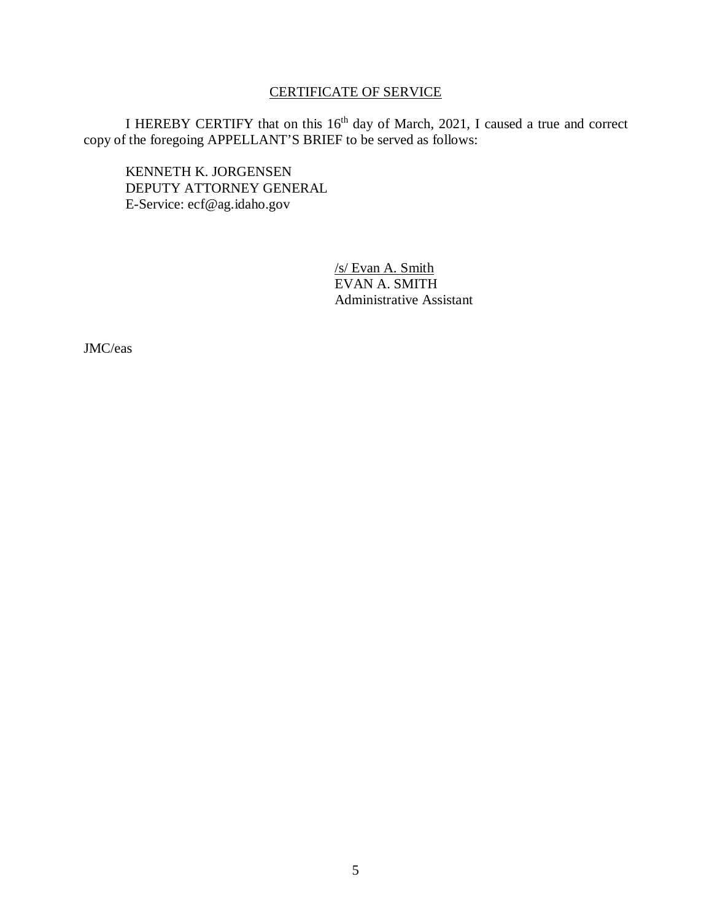## CERTIFICATE OF SERVICE

I HEREBY CERTIFY that on this 16th day of March, 2021, I caused a true and correct copy of the foregoing APPELLANT'S BRIEF to be served as follows:

KENNETH K. JORGENSEN
DEPUTY ATTORNEY GENERAL
E-Service: ecf@ag.idaho.gov

/s/ Evan A. Smith
EVAN A. SMITH
Administrative Assistant

JMC/eas